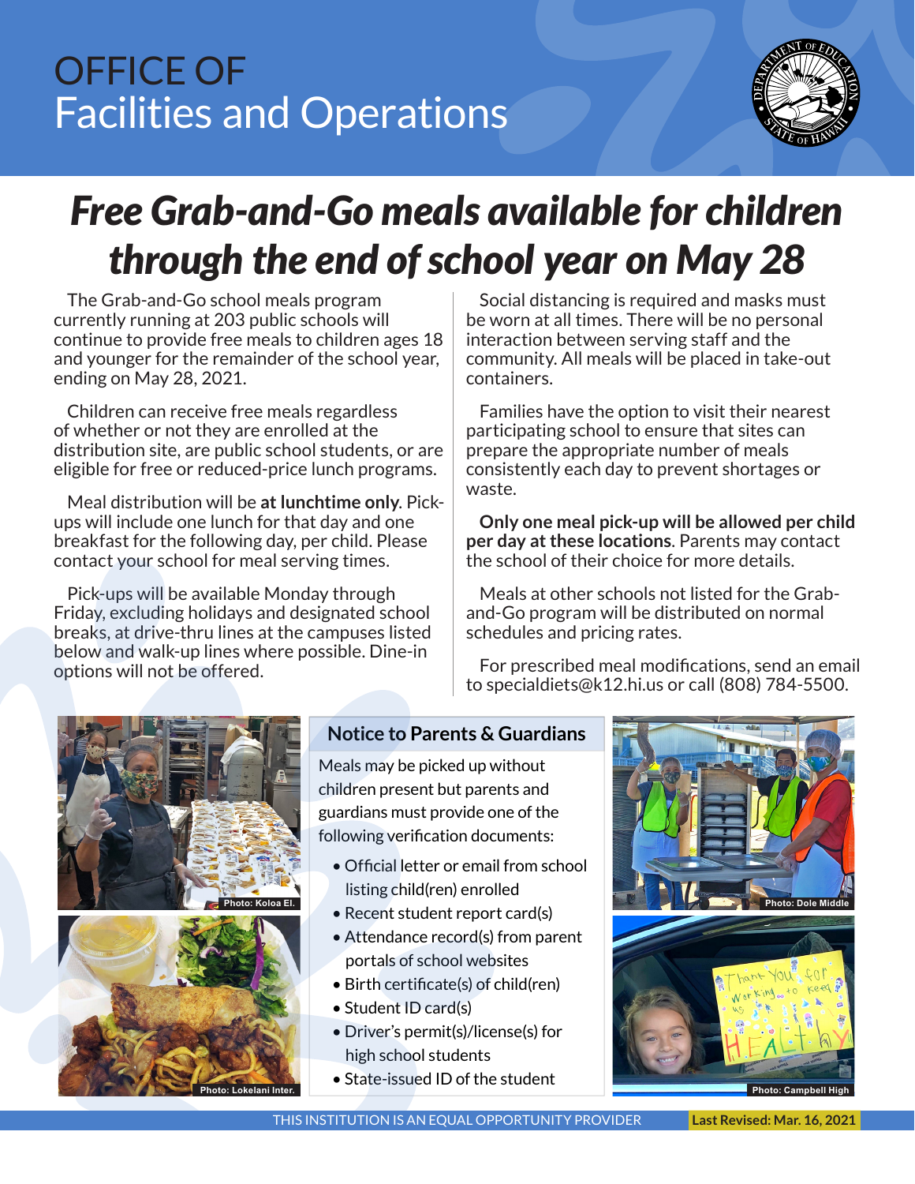# OFFICE OF Facilities and Operations

## *Free Grab-and-Go meals available for children through the end of school year on May 28*

The Grab-and-Go school meals program currently running at 203 public schools will continue to provide free meals to children ages 18 and younger for the remainder of the school year, ending on May 28, 2021.

Children can receive free meals regardless of whether or not they are enrolled at the distribution site, are public school students, or are eligible for free or reduced-price lunch programs.

Meal distribution will be **at lunchtime only**. Pick-ups will include one lunch for that day and one breakfast for the following day, per child. Please contact your school for meal serving times.

Pick-ups will be available Monday through Friday, excluding holidays and designated school breaks, at drive-thru lines at the campuses listed below and walk-up lines where possible. Dine-in options will not be offered.

Social distancing is required and masks must be worn at all times. There will be no personal interaction between serving staff and the community. All meals will be placed in take-out containers.

Families have the option to visit their nearest participating school to ensure that sites can prepare the appropriate number of meals consistently each day to prevent shortages or waste.

**Only one meal pick-up will be allowed per child per day at these locations**. Parents may contact the school of their choice for more details.

Meals at other schools not listed for the Grab-and-Go program will be distributed on normal schedules and pricing rates.

For prescribed meal modifications, send an email to specialdiets@k12.hi.us or call (808) 784-5500.

Photo: Koloa El.

Photo: Lokelani Inter.

### Notice to Parents & Guardians

Meals may be picked up without children present but parents and guardians must provide one of the following verification documents:

- Official letter or email from school listing child(ren) enrolled
- Recent student report card(s)
- Attendance record(s) from parent portals of school websites
- Birth certificate(s) of child(ren)
- Student ID card(s)
- Driver's permit(s)/license(s) for high school students
- State-issued ID of the student

Photo: Dole Middle

Photo: Campbell High

THIS INSTITUTION IS AN EQUAL OPPORTUNITY PROVIDER

**Last Revised: Mar. 16, 2021**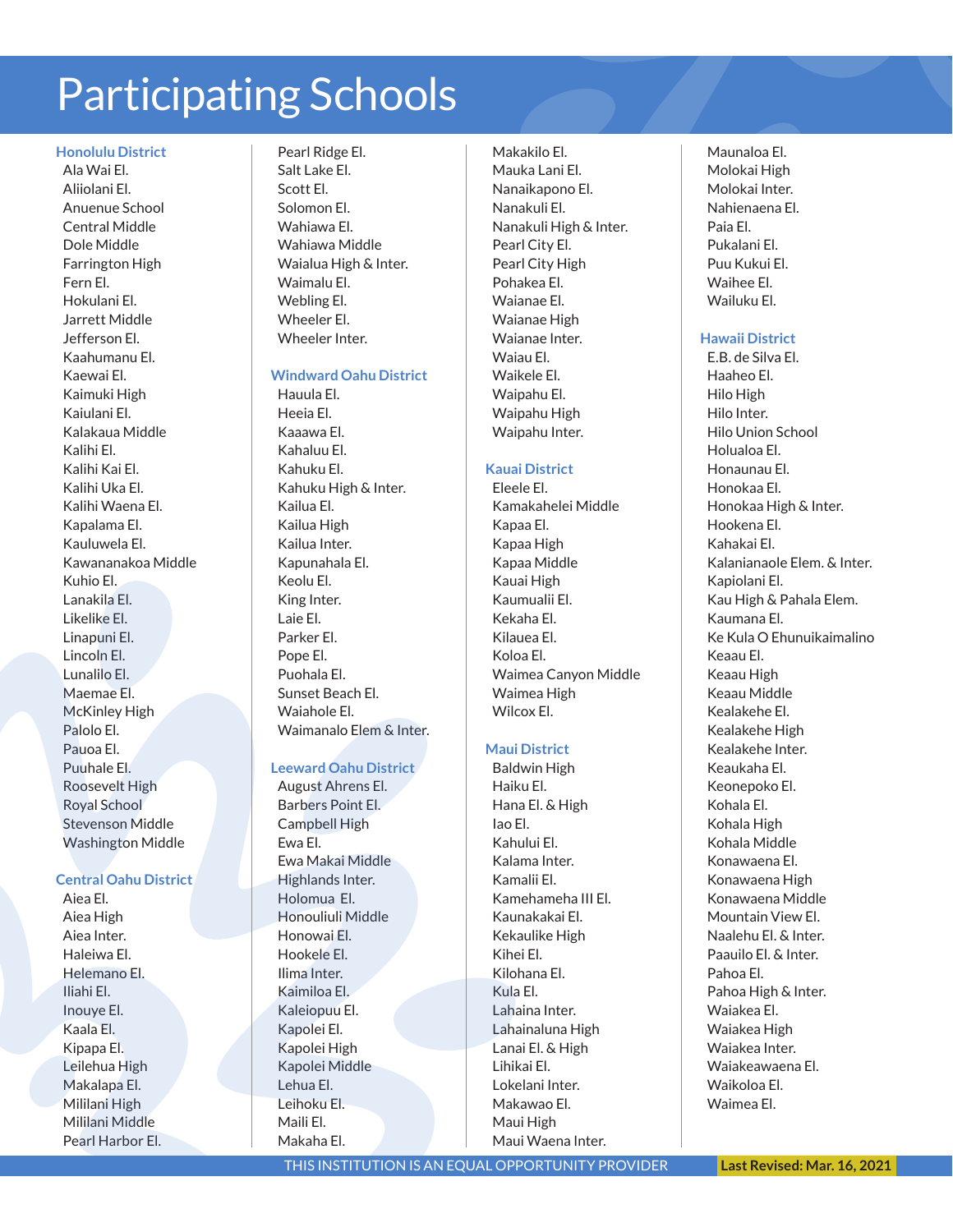# Participating Schools

### Honolulu District

Ala Wai El.
Aliiolani El.
Anuenue School
Central Middle
Dole Middle
Farrington High
Fern El.
Hokulani El.
Jarrett Middle
Jefferson El.
Kaahumanu El.
Kaewai El.
Kaimuki High
Kaiulani El.
Kalakaua Middle
Kalihi El.
Kalihi Kai El.
Kalihi Uka El.
Kalihi Waena El.
Kapalama El.
Kauluwela El.
Kawananakoa Middle
Kuhio El.
Lanakila El.
Likelike El.
Linapuni El.
Lincoln El.
Lunalilo El.
Maemae El.
McKinley High
Palolo El.
Pauoa El.
Puuhale El.
Roosevelt High
Royal School
Stevenson Middle
Washington Middle

### Central Oahu District

Aiea El.
Aiea High
Aiea Inter.
Haleiwa El.
Helemano El.
Iliahi El.
Inouye El.
Kaala El.
Kipapa El.
Leilehua High
Makalapa El.
Mililani High
Mililani Middle
Pearl Harbor El.
Pearl Ridge El.
Salt Lake El.
Scott El.
Solomon El.
Wahiawa El.
Wahiawa Middle
Waialua High & Inter.
Waimalu El.
Webling El.
Wheeler El.
Wheeler Inter.

### Windward Oahu District

Hauula El.
Heeia El.
Kaaawa El.
Kahaluu El.
Kahuku El.
Kahuku High & Inter.
Kailua El.
Kailua High
Kailua Inter.
Kapunahala El.
Keolu El.
King Inter.
Laie El.
Parker El.
Pope El.
Puohala El.
Sunset Beach El.
Waiahole El.
Waimanalo Elem & Inter.

### Leeward Oahu District

August Ahrens El.
Barbers Point El.
Campbell High
Ewa El.
Ewa Makai Middle
Highlands Inter.
Holomua El.
Honouliuli Middle
Honowai El.
Hookele El.
Ilima Inter.
Kaimiloa El.
Kaleiopuu El.
Kapolei El.
Kapolei High
Kapolei Middle
Lehua El.
Leihoku El.
Maili El.
Makaha El.
Makakilo El.
Mauka Lani El.
Nanaikapono El.
Nanakuli El.
Nanakuli High & Inter.
Pearl City El.
Pearl City High
Pohakea El.
Waianae El.
Waianae High
Waianae Inter.
Waiau El.
Waikele El.
Waipahu El.
Waipahu High
Waipahu Inter.

### Kauai District

Eleele El.
Kamakahelei Middle
Kapaa El.
Kapaa High
Kapaa Middle
Kauai High
Kaumualii El.
Kekaha El.
Kilauea El.
Koloa El.
Waimea Canyon Middle
Waimea High
Wilcox El.

### Maui District

Baldwin High
Haiku El.
Hana El. & High
Iao El.
Kahului El.
Kalama Inter.
Kamalii El.
Kamehameha III El.
Kaunakakai El.
Kekaulike High
Kihei El.
Kilohana El.
Kula El.
Lahaina Inter.
Lahainaluna High
Lanai El. & High
Lihikai El.
Lokelani Inter.
Makawao El.
Maui High
Maui Waena Inter.
Maunaloa El.
Molokai High
Molokai Inter.
Nahienaena El.
Paia El.
Pukalani El.
Puu Kukui El.
Waihee El.
Wailuku El.

### Hawaii District

E.B. de Silva El.
Haaheo El.
Hilo High
Hilo Inter.
Hilo Union School
Holualoa El.
Honaunau El.
Honokaa El.
Honokaa High & Inter.
Hookena El.
Kahakai El.
Kalanianaole Elem. & Inter.
Kapiolani El.
Kau High & Pahala Elem.
Kaumana El.
Ke Kula O Ehunuikaimalino
Keaau El.
Keaau High
Keaau Middle
Kealakehe El.
Kealakehe High
Kealakehe Inter.
Keaukaha El.
Keonepoko El.
Kohala El.
Kohala High
Kohala Middle
Konawaena El.
Konawaena High
Konawaena Middle
Mountain View El.
Naalehu El. & Inter.
Paauilo El. & Inter.
Pahoa El.
Pahoa High & Inter.
Waiakea El.
Waiakea High
Waiakea Inter.
Waiakeawaena El.
Waikoloa El.
Waimea El.

THIS INSTITUTION IS AN EQUAL OPPORTUNITY PROVIDER

**Last Revised: Mar. 16, 2021**